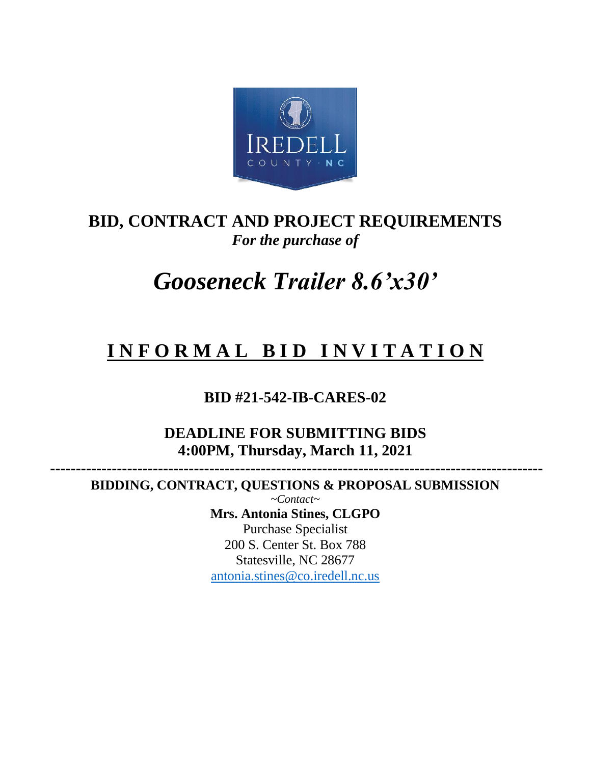# BID, CONTRACT AND PROJECT REQUIREMENTS

***For the purchase of***

# *Gooseneck Trailer 8.6'x30'*

## INFORMAL BID INVITATION

**BID #21-542-IB-CARES-02**

**DEADLINE FOR SUBMITTING BIDS**
**4:00PM, Thursday, March 11, 2021**

---

**BIDDING, CONTRACT, QUESTIONS & PROPOSAL SUBMISSION**

*~Contact~*

**Mrs. Antonia Stines, CLGPO**
Purchase Specialist
200 S. Center St. Box 788
Statesville, NC 28677
antonia.stines@co.iredell.nc.us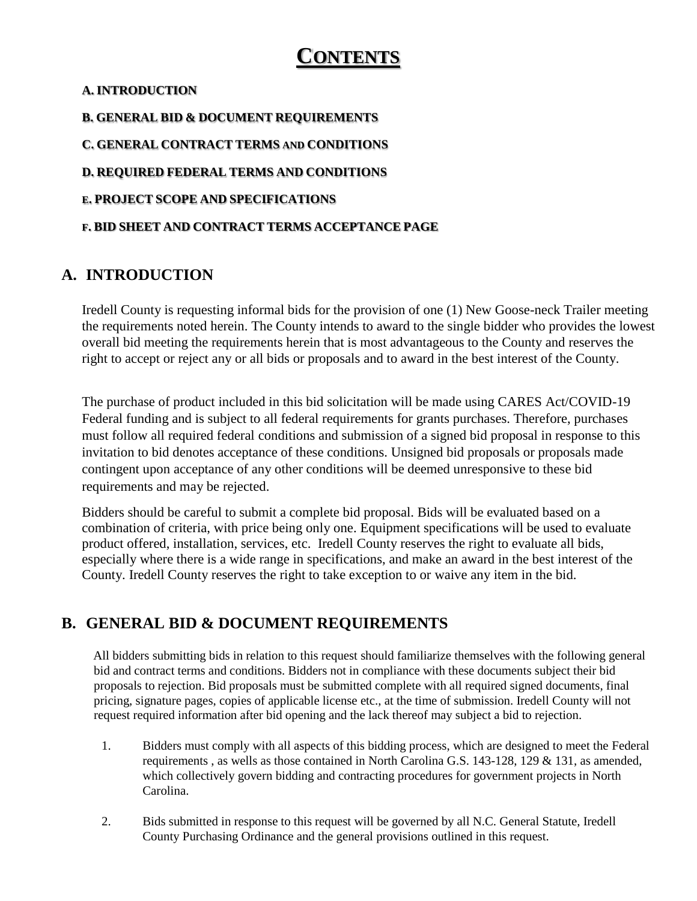# CONTENTS

**A. INTRODUCTION**

**B. GENERAL BID & DOCUMENT REQUIREMENTS**

**C. GENERAL CONTRACT TERMS AND CONDITIONS**

**D. REQUIRED FEDERAL TERMS AND CONDITIONS**

**E. PROJECT SCOPE AND SPECIFICATIONS**

**F. BID SHEET AND CONTRACT TERMS ACCEPTANCE PAGE**

## A. INTRODUCTION

Iredell County is requesting informal bids for the provision of one (1) New Goose-neck Trailer meeting the requirements noted herein. The County intends to award to the single bidder who provides the lowest overall bid meeting the requirements herein that is most advantageous to the County and reserves the right to accept or reject any or all bids or proposals and to award in the best interest of the County.

The purchase of product included in this bid solicitation will be made using CARES Act/COVID-19 Federal funding and is subject to all federal requirements for grants purchases. Therefore, purchases must follow all required federal conditions and submission of a signed bid proposal in response to this invitation to bid denotes acceptance of these conditions. Unsigned bid proposals or proposals made contingent upon acceptance of any other conditions will be deemed unresponsive to these bid requirements and may be rejected.

Bidders should be careful to submit a complete bid proposal. Bids will be evaluated based on a combination of criteria, with price being only one. Equipment specifications will be used to evaluate product offered, installation, services, etc. Iredell County reserves the right to evaluate all bids, especially where there is a wide range in specifications, and make an award in the best interest of the County. Iredell County reserves the right to take exception to or waive any item in the bid.

## B. GENERAL BID & DOCUMENT REQUIREMENTS

All bidders submitting bids in relation to this request should familiarize themselves with the following general bid and contract terms and conditions. Bidders not in compliance with these documents subject their bid proposals to rejection. Bid proposals must be submitted complete with all required signed documents, final pricing, signature pages, copies of applicable license etc., at the time of submission. Iredell County will not request required information after bid opening and the lack thereof may subject a bid to rejection.

1. Bidders must comply with all aspects of this bidding process, which are designed to meet the Federal requirements , as wells as those contained in North Carolina G.S. 143-128, 129 & 131, as amended, which collectively govern bidding and contracting procedures for government projects in North Carolina.

2. Bids submitted in response to this request will be governed by all N.C. General Statute, Iredell County Purchasing Ordinance and the general provisions outlined in this request.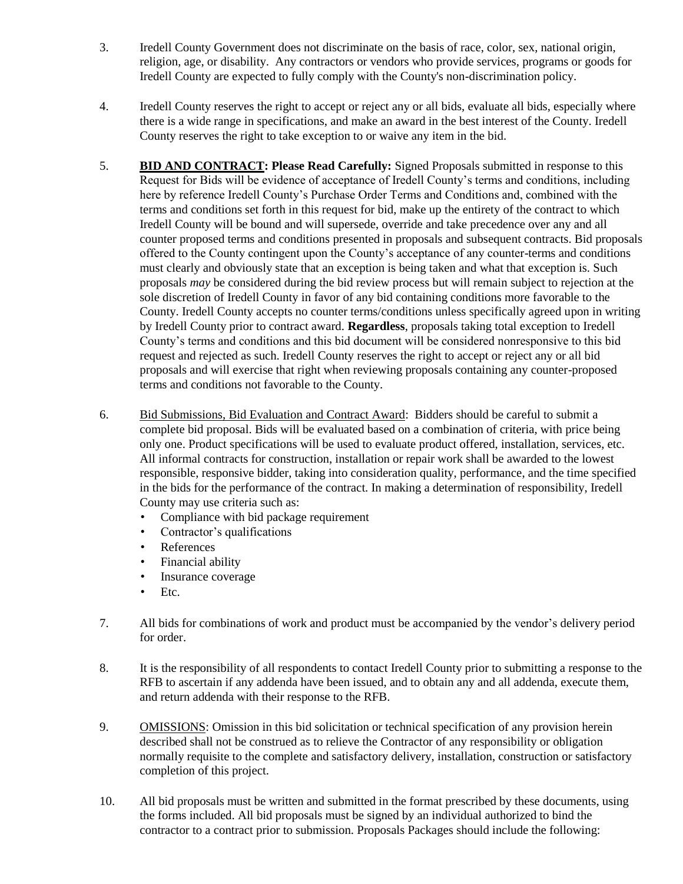3. Iredell County Government does not discriminate on the basis of race, color, sex, national origin, religion, age, or disability. Any contractors or vendors who provide services, programs or goods for Iredell County are expected to fully comply with the County's non-discrimination policy.

4. Iredell County reserves the right to accept or reject any or all bids, evaluate all bids, especially where there is a wide range in specifications, and make an award in the best interest of the County. Iredell County reserves the right to take exception to or waive any item in the bid.

5. **BID AND CONTRACT: Please Read Carefully:** Signed Proposals submitted in response to this Request for Bids will be evidence of acceptance of Iredell County's terms and conditions, including here by reference Iredell County's Purchase Order Terms and Conditions and, combined with the terms and conditions set forth in this request for bid, make up the entirety of the contract to which Iredell County will be bound and will supersede, override and take precedence over any and all counter proposed terms and conditions presented in proposals and subsequent contracts. Bid proposals offered to the County contingent upon the County's acceptance of any counter-terms and conditions must clearly and obviously state that an exception is being taken and what that exception is. Such proposals *may* be considered during the bid review process but will remain subject to rejection at the sole discretion of Iredell County in favor of any bid containing conditions more favorable to the County. Iredell County accepts no counter terms/conditions unless specifically agreed upon in writing by Iredell County prior to contract award. **Regardless**, proposals taking total exception to Iredell County's terms and conditions and this bid document will be considered nonresponsive to this bid request and rejected as such. Iredell County reserves the right to accept or reject any or all bid proposals and will exercise that right when reviewing proposals containing any counter-proposed terms and conditions not favorable to the County.

6. Bid Submissions, Bid Evaluation and Contract Award: Bidders should be careful to submit a complete bid proposal. Bids will be evaluated based on a combination of criteria, with price being only one. Product specifications will be used to evaluate product offered, installation, services, etc. All informal contracts for construction, installation or repair work shall be awarded to the lowest responsible, responsive bidder, taking into consideration quality, performance, and the time specified in the bids for the performance of the contract. In making a determination of responsibility, Iredell County may use criteria such as:
   - Compliance with bid package requirement
   - Contractor's qualifications
   - References
   - Financial ability
   - Insurance coverage
   - Etc.

7. All bids for combinations of work and product must be accompanied by the vendor's delivery period for order.

8. It is the responsibility of all respondents to contact Iredell County prior to submitting a response to the RFB to ascertain if any addenda have been issued, and to obtain any and all addenda, execute them, and return addenda with their response to the RFB.

9. OMISSIONS: Omission in this bid solicitation or technical specification of any provision herein described shall not be construed as to relieve the Contractor of any responsibility or obligation normally requisite to the complete and satisfactory delivery, installation, construction or satisfactory completion of this project.

10. All bid proposals must be written and submitted in the format prescribed by these documents, using the forms included. All bid proposals must be signed by an individual authorized to bind the contractor to a contract prior to submission. Proposals Packages should include the following: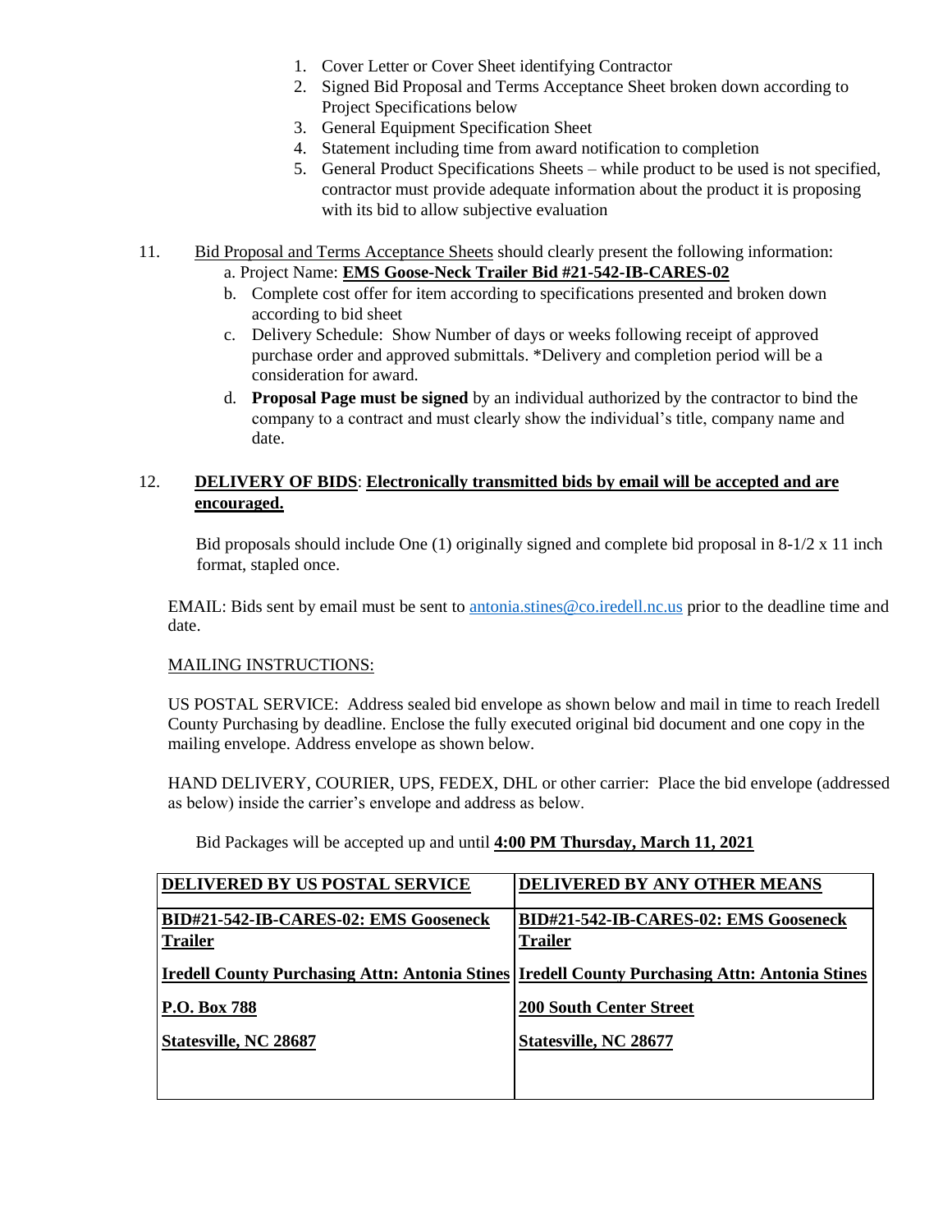1. Cover Letter or Cover Sheet identifying Contractor
2. Signed Bid Proposal and Terms Acceptance Sheet broken down according to Project Specifications below
3. General Equipment Specification Sheet
4. Statement including time from award notification to completion
5. General Product Specifications Sheets – while product to be used is not specified, contractor must provide adequate information about the product it is proposing with its bid to allow subjective evaluation

11. Bid Proposal and Terms Acceptance Sheets should clearly present the following information:
    a. Project Name: **EMS Goose-Neck Trailer Bid #21-542-IB-CARES-02**
    b. Complete cost offer for item according to specifications presented and broken down according to bid sheet
    c. Delivery Schedule: Show Number of days or weeks following receipt of approved purchase order and approved submittals. *Delivery and completion period will be a consideration for award.
    d. **Proposal Page must be signed** by an individual authorized by the contractor to bind the company to a contract and must clearly show the individual's title, company name and date.

12. **DELIVERY OF BIDS**: **Electronically transmitted bids by email will be accepted and are encouraged.**

    Bid proposals should include One (1) originally signed and complete bid proposal in 8-1/2 x 11 inch format, stapled once.

    EMAIL: Bids sent by email must be sent to antonia.stines@co.iredell.nc.us prior to the deadline time and date.

    MAILING INSTRUCTIONS:

    US POSTAL SERVICE: Address sealed bid envelope as shown below and mail in time to reach Iredell County Purchasing by deadline. Enclose the fully executed original bid document and one copy in the mailing envelope. Address envelope as shown below.

    HAND DELIVERY, COURIER, UPS, FEDEX, DHL or other carrier: Place the bid envelope (addressed as below) inside the carrier's envelope and address as below.

    Bid Packages will be accepted up and until **4:00 PM Thursday, March 11, 2021**

| **DELIVERED BY US POSTAL SERVICE** | **DELIVERED BY ANY OTHER MEANS** |
|---|---|
| **BID#21-542-IB-CARES-02: EMS Gooseneck Trailer** | **BID#21-542-IB-CARES-02: EMS Gooseneck Trailer** |
| **Iredell County Purchasing Attn: Antonia Stines** | **Iredell County Purchasing Attn: Antonia Stines** |
| **P.O. Box 788** | **200 South Center Street** |
| **Statesville, NC 28687** | **Statesville, NC 28677** |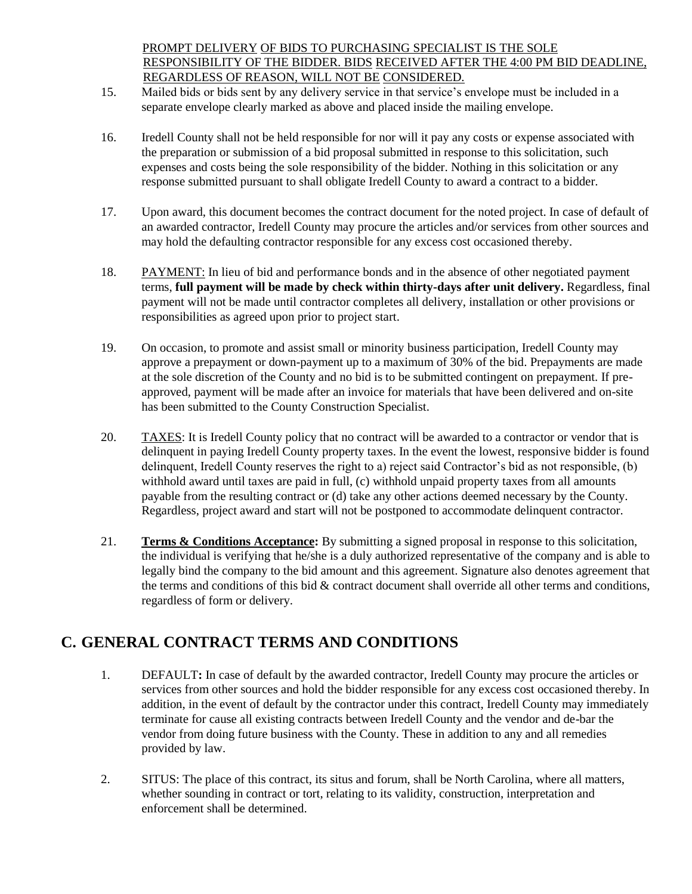PROMPT DELIVERY OF BIDS TO PURCHASING SPECIALIST IS THE SOLE RESPONSIBILITY OF THE BIDDER. BIDS RECEIVED AFTER THE 4:00 PM BID DEADLINE, REGARDLESS OF REASON, WILL NOT BE CONSIDERED.

15. Mailed bids or bids sent by any delivery service in that service's envelope must be included in a separate envelope clearly marked as above and placed inside the mailing envelope.

16. Iredell County shall not be held responsible for nor will it pay any costs or expense associated with the preparation or submission of a bid proposal submitted in response to this solicitation, such expenses and costs being the sole responsibility of the bidder. Nothing in this solicitation or any response submitted pursuant to shall obligate Iredell County to award a contract to a bidder.

17. Upon award, this document becomes the contract document for the noted project. In case of default of an awarded contractor, Iredell County may procure the articles and/or services from other sources and may hold the defaulting contractor responsible for any excess cost occasioned thereby.

18. PAYMENT: In lieu of bid and performance bonds and in the absence of other negotiated payment terms, **full payment will be made by check within thirty-days after unit delivery.** Regardless, final payment will not be made until contractor completes all delivery, installation or other provisions or responsibilities as agreed upon prior to project start.

19. On occasion, to promote and assist small or minority business participation, Iredell County may approve a prepayment or down-payment up to a maximum of 30% of the bid. Prepayments are made at the sole discretion of the County and no bid is to be submitted contingent on prepayment. If pre-approved, payment will be made after an invoice for materials that have been delivered and on-site has been submitted to the County Construction Specialist.

20. TAXES: It is Iredell County policy that no contract will be awarded to a contractor or vendor that is delinquent in paying Iredell County property taxes. In the event the lowest, responsive bidder is found delinquent, Iredell County reserves the right to a) reject said Contractor's bid as not responsible, (b) withhold award until taxes are paid in full, (c) withhold unpaid property taxes from all amounts payable from the resulting contract or (d) take any other actions deemed necessary by the County. Regardless, project award and start will not be postponed to accommodate delinquent contractor.

21. **Terms & Conditions Acceptance:** By submitting a signed proposal in response to this solicitation, the individual is verifying that he/she is a duly authorized representative of the company and is able to legally bind the company to the bid amount and this agreement. Signature also denotes agreement that the terms and conditions of this bid & contract document shall override all other terms and conditions, regardless of form or delivery.

## C. GENERAL CONTRACT TERMS AND CONDITIONS

1. DEFAULT**:** In case of default by the awarded contractor, Iredell County may procure the articles or services from other sources and hold the bidder responsible for any excess cost occasioned thereby. In addition, in the event of default by the contractor under this contract, Iredell County may immediately terminate for cause all existing contracts between Iredell County and the vendor and de-bar the vendor from doing future business with the County. These in addition to any and all remedies provided by law.

2. SITUS: The place of this contract, its situs and forum, shall be North Carolina, where all matters, whether sounding in contract or tort, relating to its validity, construction, interpretation and enforcement shall be determined.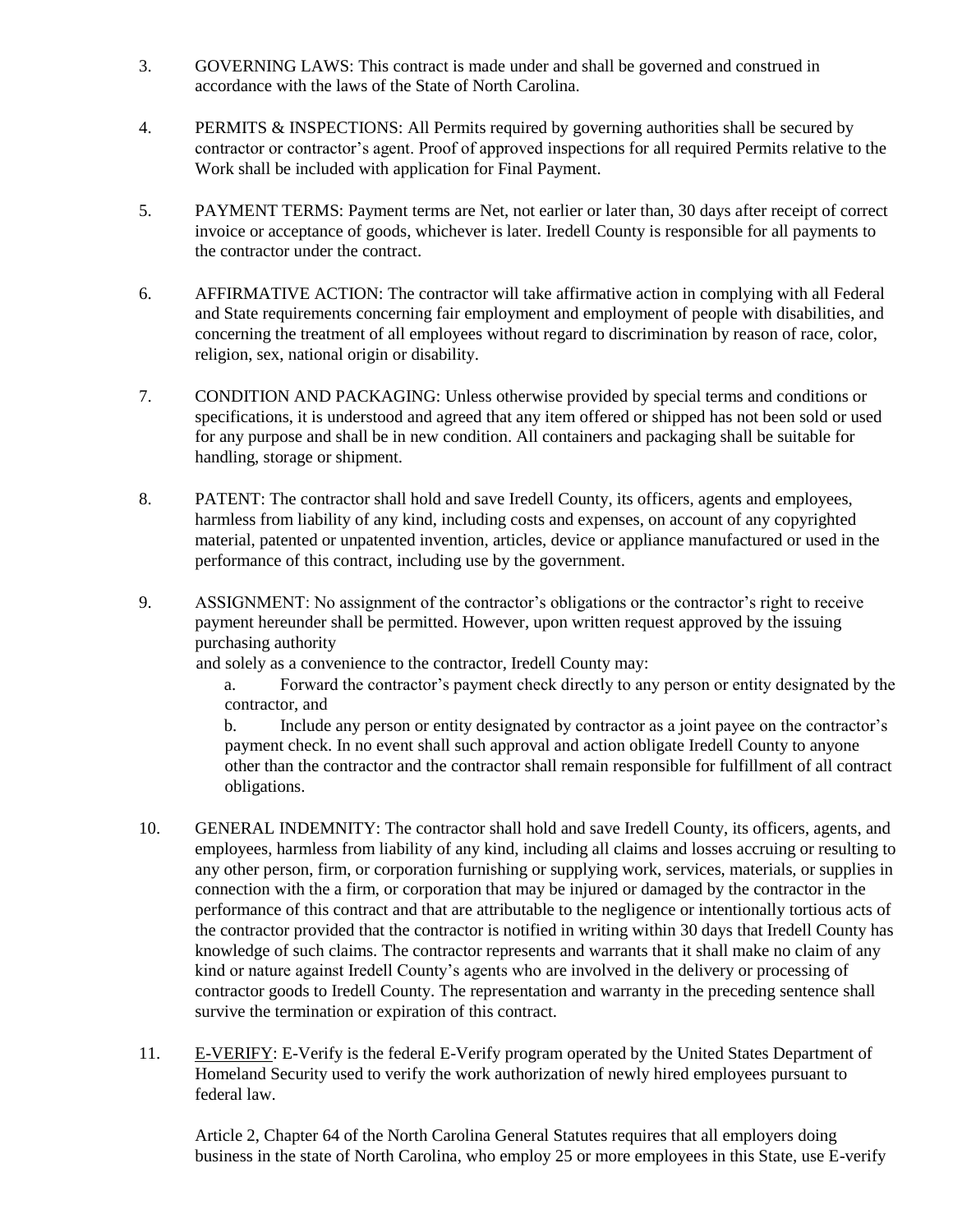3. GOVERNING LAWS: This contract is made under and shall be governed and construed in accordance with the laws of the State of North Carolina.

4. PERMITS & INSPECTIONS: All Permits required by governing authorities shall be secured by contractor or contractor's agent. Proof of approved inspections for all required Permits relative to the Work shall be included with application for Final Payment.

5. PAYMENT TERMS: Payment terms are Net, not earlier or later than, 30 days after receipt of correct invoice or acceptance of goods, whichever is later. Iredell County is responsible for all payments to the contractor under the contract.

6. AFFIRMATIVE ACTION: The contractor will take affirmative action in complying with all Federal and State requirements concerning fair employment and employment of people with disabilities, and concerning the treatment of all employees without regard to discrimination by reason of race, color, religion, sex, national origin or disability.

7. CONDITION AND PACKAGING: Unless otherwise provided by special terms and conditions or specifications, it is understood and agreed that any item offered or shipped has not been sold or used for any purpose and shall be in new condition. All containers and packaging shall be suitable for handling, storage or shipment.

8. PATENT: The contractor shall hold and save Iredell County, its officers, agents and employees, harmless from liability of any kind, including costs and expenses, on account of any copyrighted material, patented or unpatented invention, articles, device or appliance manufactured or used in the performance of this contract, including use by the government.

9. ASSIGNMENT: No assignment of the contractor's obligations or the contractor's right to receive payment hereunder shall be permitted. However, upon written request approved by the issuing purchasing authority
   and solely as a convenience to the contractor, Iredell County may:

   a. Forward the contractor's payment check directly to any person or entity designated by the contractor, and

   b. Include any person or entity designated by contractor as a joint payee on the contractor's payment check. In no event shall such approval and action obligate Iredell County to anyone other than the contractor and the contractor shall remain responsible for fulfillment of all contract obligations.

10. GENERAL INDEMNITY: The contractor shall hold and save Iredell County, its officers, agents, and employees, harmless from liability of any kind, including all claims and losses accruing or resulting to any other person, firm, or corporation furnishing or supplying work, services, materials, or supplies in connection with the a firm, or corporation that may be injured or damaged by the contractor in the performance of this contract and that are attributable to the negligence or intentionally tortious acts of the contractor provided that the contractor is notified in writing within 30 days that Iredell County has knowledge of such claims. The contractor represents and warrants that it shall make no claim of any kind or nature against Iredell County's agents who are involved in the delivery or processing of contractor goods to Iredell County. The representation and warranty in the preceding sentence shall survive the termination or expiration of this contract.

11. E-VERIFY: E-Verify is the federal E-Verify program operated by the United States Department of Homeland Security used to verify the work authorization of newly hired employees pursuant to federal law.

    Article 2, Chapter 64 of the North Carolina General Statutes requires that all employers doing business in the state of North Carolina, who employ 25 or more employees in this State, use E-verify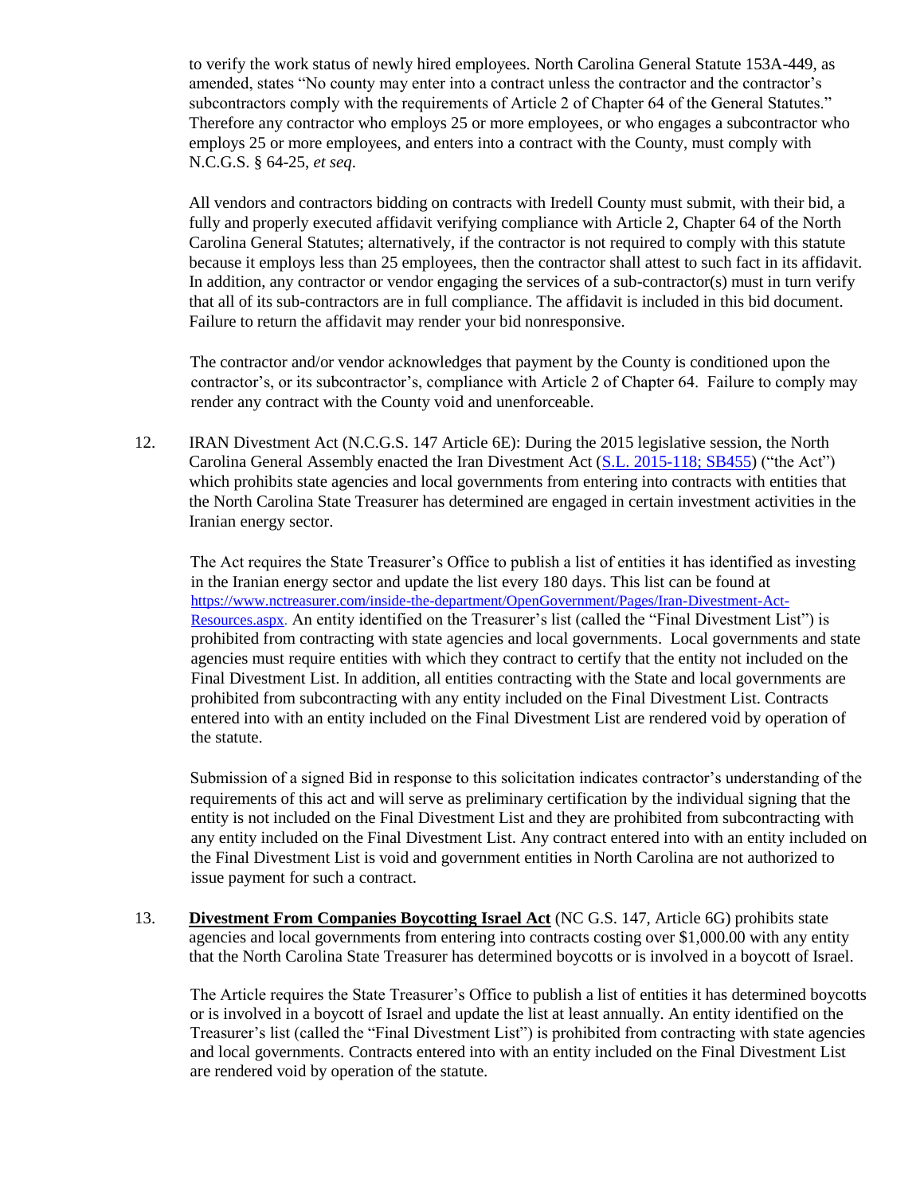to verify the work status of newly hired employees. North Carolina General Statute 153A-449, as amended, states "No county may enter into a contract unless the contractor and the contractor's subcontractors comply with the requirements of Article 2 of Chapter 64 of the General Statutes." Therefore any contractor who employs 25 or more employees, or who engages a subcontractor who employs 25 or more employees, and enters into a contract with the County, must comply with N.C.G.S. § 64-25, *et seq*.

All vendors and contractors bidding on contracts with Iredell County must submit, with their bid, a fully and properly executed affidavit verifying compliance with Article 2, Chapter 64 of the North Carolina General Statutes; alternatively, if the contractor is not required to comply with this statute because it employs less than 25 employees, then the contractor shall attest to such fact in its affidavit. In addition, any contractor or vendor engaging the services of a sub-contractor(s) must in turn verify that all of its sub-contractors are in full compliance. The affidavit is included in this bid document. Failure to return the affidavit may render your bid nonresponsive.

The contractor and/or vendor acknowledges that payment by the County is conditioned upon the contractor's, or its subcontractor's, compliance with Article 2 of Chapter 64. Failure to comply may render any contract with the County void and unenforceable.

12. IRAN Divestment Act (N.C.G.S. 147 Article 6E): During the 2015 legislative session, the North Carolina General Assembly enacted the Iran Divestment Act ([S.L. 2015-118; SB455](S.L. 2015-118; SB455)) ("the Act") which prohibits state agencies and local governments from entering into contracts with entities that the North Carolina State Treasurer has determined are engaged in certain investment activities in the Iranian energy sector.

    The Act requires the State Treasurer's Office to publish a list of entities it has identified as investing in the Iranian energy sector and update the list every 180 days. This list can be found at https://www.nctreasurer.com/inside-the-department/OpenGovernment/Pages/Iran-Divestment-Act-Resources.aspx. An entity identified on the Treasurer's list (called the "Final Divestment List") is prohibited from contracting with state agencies and local governments. Local governments and state agencies must require entities with which they contract to certify that the entity not included on the Final Divestment List. In addition, all entities contracting with the State and local governments are prohibited from subcontracting with any entity included on the Final Divestment List. Contracts entered into with an entity included on the Final Divestment List are rendered void by operation of the statute.

    Submission of a signed Bid in response to this solicitation indicates contractor's understanding of the requirements of this act and will serve as preliminary certification by the individual signing that the entity is not included on the Final Divestment List and they are prohibited from subcontracting with any entity included on the Final Divestment List. Any contract entered into with an entity included on the Final Divestment List is void and government entities in North Carolina are not authorized to issue payment for such a contract.

13. **Divestment From Companies Boycotting Israel Act** (NC G.S. 147, Article 6G) prohibits state agencies and local governments from entering into contracts costing over $1,000.00 with any entity that the North Carolina State Treasurer has determined boycotts or is involved in a boycott of Israel.

    The Article requires the State Treasurer's Office to publish a list of entities it has determined boycotts or is involved in a boycott of Israel and update the list at least annually. An entity identified on the Treasurer's list (called the "Final Divestment List") is prohibited from contracting with state agencies and local governments. Contracts entered into with an entity included on the Final Divestment List are rendered void by operation of the statute.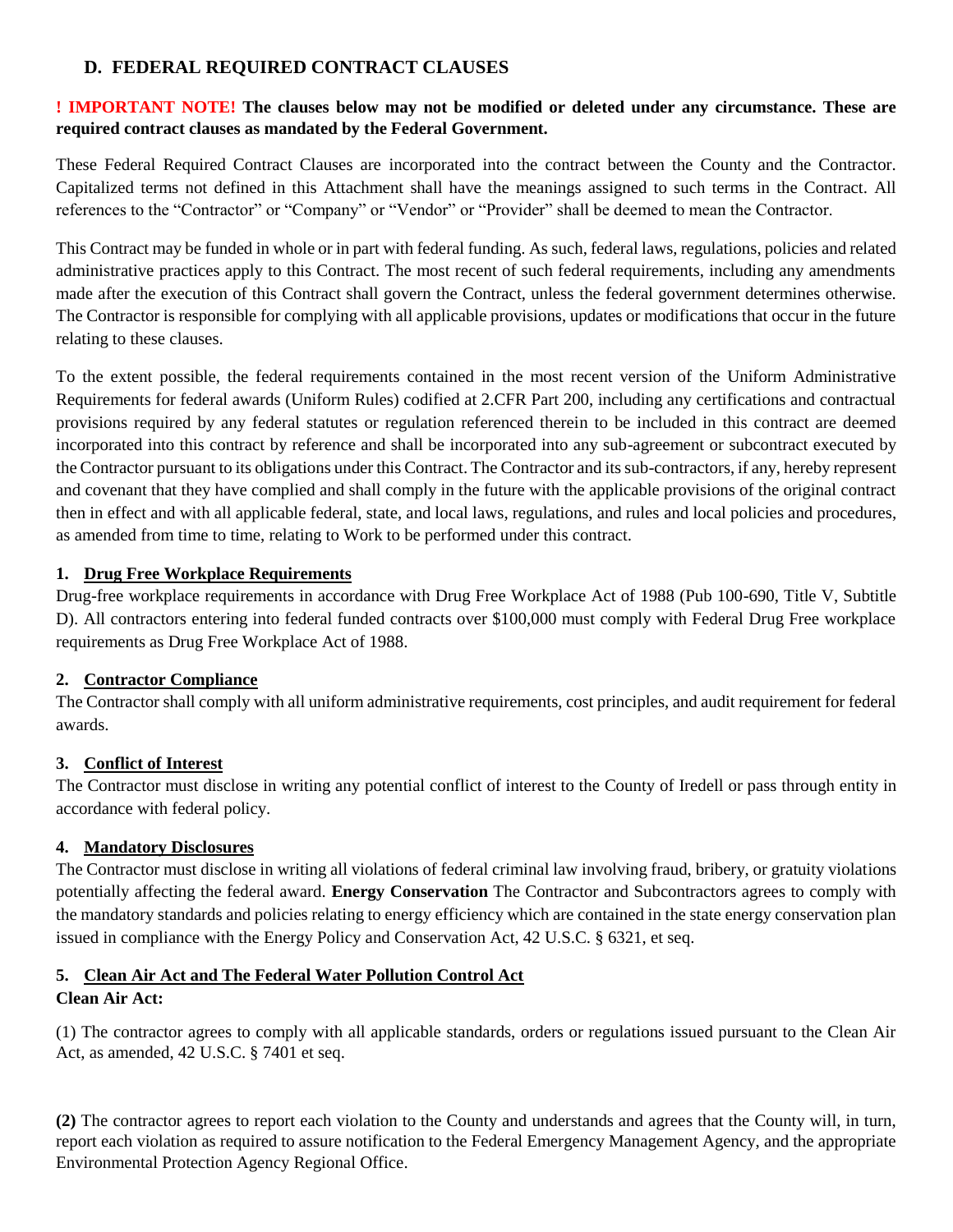## D. FEDERAL REQUIRED CONTRACT CLAUSES

**! IMPORTANT NOTE! The clauses below may not be modified or deleted under any circumstance. These are required contract clauses as mandated by the Federal Government.**

These Federal Required Contract Clauses are incorporated into the contract between the County and the Contractor. Capitalized terms not defined in this Attachment shall have the meanings assigned to such terms in the Contract. All references to the "Contractor" or "Company" or "Vendor" or "Provider" shall be deemed to mean the Contractor.

This Contract may be funded in whole or in part with federal funding. As such, federal laws, regulations, policies and related administrative practices apply to this Contract. The most recent of such federal requirements, including any amendments made after the execution of this Contract shall govern the Contract, unless the federal government determines otherwise. The Contractor is responsible for complying with all applicable provisions, updates or modifications that occur in the future relating to these clauses.

To the extent possible, the federal requirements contained in the most recent version of the Uniform Administrative Requirements for federal awards (Uniform Rules) codified at 2.CFR Part 200, including any certifications and contractual provisions required by any federal statutes or regulation referenced therein to be included in this contract are deemed incorporated into this contract by reference and shall be incorporated into any sub-agreement or subcontract executed by the Contractor pursuant to its obligations under this Contract. The Contractor and its sub-contractors, if any, hereby represent and covenant that they have complied and shall comply in the future with the applicable provisions of the original contract then in effect and with all applicable federal, state, and local laws, regulations, and rules and local policies and procedures, as amended from time to time, relating to Work to be performed under this contract.

### 1. Drug Free Workplace Requirements

Drug-free workplace requirements in accordance with Drug Free Workplace Act of 1988 (Pub 100-690, Title V, Subtitle D). All contractors entering into federal funded contracts over $100,000 must comply with Federal Drug Free workplace requirements as Drug Free Workplace Act of 1988.

### 2. Contractor Compliance

The Contractor shall comply with all uniform administrative requirements, cost principles, and audit requirement for federal awards.

### 3. Conflict of Interest

The Contractor must disclose in writing any potential conflict of interest to the County of Iredell or pass through entity in accordance with federal policy.

### 4. Mandatory Disclosures

The Contractor must disclose in writing all violations of federal criminal law involving fraud, bribery, or gratuity violations potentially affecting the federal award. **Energy Conservation** The Contractor and Subcontractors agrees to comply with the mandatory standards and policies relating to energy efficiency which are contained in the state energy conservation plan issued in compliance with the Energy Policy and Conservation Act, 42 U.S.C. § 6321, et seq.

### 5. Clean Air Act and The Federal Water Pollution Control Act

**Clean Air Act:**

(1) The contractor agrees to comply with all applicable standards, orders or regulations issued pursuant to the Clean Air Act, as amended, 42 U.S.C. § 7401 et seq.

**(2)** The contractor agrees to report each violation to the County and understands and agrees that the County will, in turn, report each violation as required to assure notification to the Federal Emergency Management Agency, and the appropriate Environmental Protection Agency Regional Office.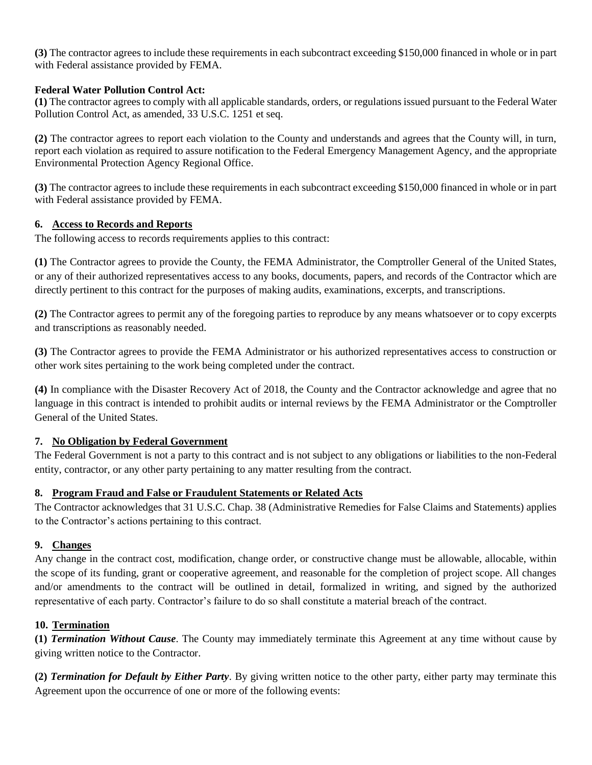**(3)** The contractor agrees to include these requirements in each subcontract exceeding $150,000 financed in whole or in part with Federal assistance provided by FEMA.

**Federal Water Pollution Control Act:**

**(1)** The contractor agrees to comply with all applicable standards, orders, or regulations issued pursuant to the Federal Water Pollution Control Act, as amended, 33 U.S.C. 1251 et seq.

**(2)** The contractor agrees to report each violation to the County and understands and agrees that the County will, in turn, report each violation as required to assure notification to the Federal Emergency Management Agency, and the appropriate Environmental Protection Agency Regional Office.

**(3)** The contractor agrees to include these requirements in each subcontract exceeding $150,000 financed in whole or in part with Federal assistance provided by FEMA.

**6. <u>Access to Records and Reports</u>**

The following access to records requirements applies to this contract:

**(1)** The Contractor agrees to provide the County, the FEMA Administrator, the Comptroller General of the United States, or any of their authorized representatives access to any books, documents, papers, and records of the Contractor which are directly pertinent to this contract for the purposes of making audits, examinations, excerpts, and transcriptions.

**(2)** The Contractor agrees to permit any of the foregoing parties to reproduce by any means whatsoever or to copy excerpts and transcriptions as reasonably needed.

**(3)** The Contractor agrees to provide the FEMA Administrator or his authorized representatives access to construction or other work sites pertaining to the work being completed under the contract.

**(4)** In compliance with the Disaster Recovery Act of 2018, the County and the Contractor acknowledge and agree that no language in this contract is intended to prohibit audits or internal reviews by the FEMA Administrator or the Comptroller General of the United States.

**7. <u>No Obligation by Federal Government</u>**

The Federal Government is not a party to this contract and is not subject to any obligations or liabilities to the non-Federal entity, contractor, or any other party pertaining to any matter resulting from the contract.

**8. <u>Program Fraud and False or Fraudulent Statements or Related Acts</u>**

The Contractor acknowledges that 31 U.S.C. Chap. 38 (Administrative Remedies for False Claims and Statements) applies to the Contractor's actions pertaining to this contract.

**9. <u>Changes</u>**

Any change in the contract cost, modification, change order, or constructive change must be allowable, allocable, within the scope of its funding, grant or cooperative agreement, and reasonable for the completion of project scope. All changes and/or amendments to the contract will be outlined in detail, formalized in writing, and signed by the authorized representative of each party. Contractor's failure to do so shall constitute a material breach of the contract.

**10. <u>Termination</u>**

**(1)** ***Termination Without Cause***. The County may immediately terminate this Agreement at any time without cause by giving written notice to the Contractor.

**(2)** ***Termination for Default by Either Party***. By giving written notice to the other party, either party may terminate this Agreement upon the occurrence of one or more of the following events: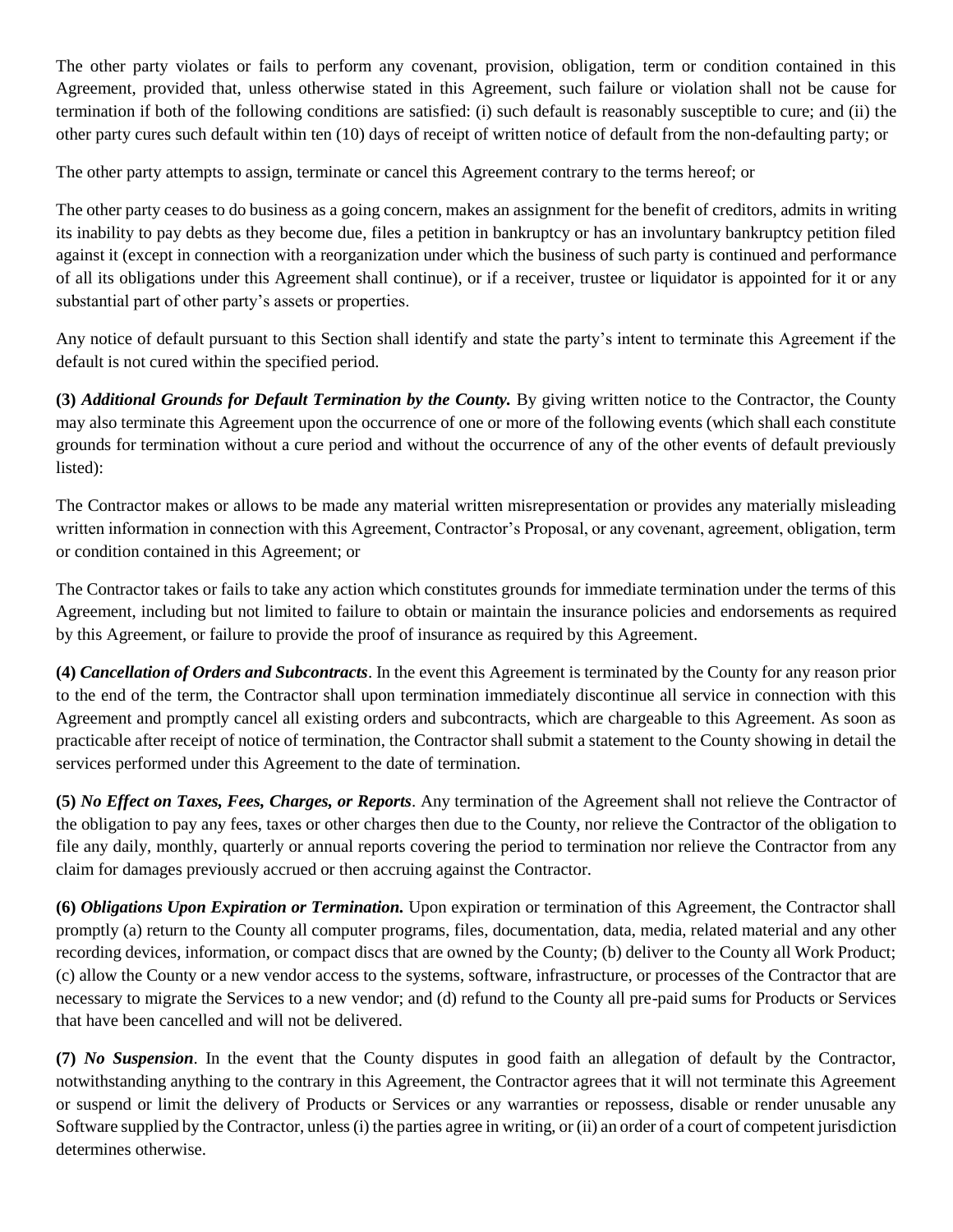The other party violates or fails to perform any covenant, provision, obligation, term or condition contained in this Agreement, provided that, unless otherwise stated in this Agreement, such failure or violation shall not be cause for termination if both of the following conditions are satisfied: (i) such default is reasonably susceptible to cure; and (ii) the other party cures such default within ten (10) days of receipt of written notice of default from the non-defaulting party; or

The other party attempts to assign, terminate or cancel this Agreement contrary to the terms hereof; or

The other party ceases to do business as a going concern, makes an assignment for the benefit of creditors, admits in writing its inability to pay debts as they become due, files a petition in bankruptcy or has an involuntary bankruptcy petition filed against it (except in connection with a reorganization under which the business of such party is continued and performance of all its obligations under this Agreement shall continue), or if a receiver, trustee or liquidator is appointed for it or any substantial part of other party's assets or properties.

Any notice of default pursuant to this Section shall identify and state the party's intent to terminate this Agreement if the default is not cured within the specified period.

**(3)** ***Additional Grounds for Default Termination by the County.*** By giving written notice to the Contractor, the County may also terminate this Agreement upon the occurrence of one or more of the following events (which shall each constitute grounds for termination without a cure period and without the occurrence of any of the other events of default previously listed):

The Contractor makes or allows to be made any material written misrepresentation or provides any materially misleading written information in connection with this Agreement, Contractor's Proposal, or any covenant, agreement, obligation, term or condition contained in this Agreement; or

The Contractor takes or fails to take any action which constitutes grounds for immediate termination under the terms of this Agreement, including but not limited to failure to obtain or maintain the insurance policies and endorsements as required by this Agreement, or failure to provide the proof of insurance as required by this Agreement.

**(4)** ***Cancellation of Orders and Subcontracts***. In the event this Agreement is terminated by the County for any reason prior to the end of the term, the Contractor shall upon termination immediately discontinue all service in connection with this Agreement and promptly cancel all existing orders and subcontracts, which are chargeable to this Agreement. As soon as practicable after receipt of notice of termination, the Contractor shall submit a statement to the County showing in detail the services performed under this Agreement to the date of termination.

**(5)** ***No Effect on Taxes, Fees, Charges, or Reports***. Any termination of the Agreement shall not relieve the Contractor of the obligation to pay any fees, taxes or other charges then due to the County, nor relieve the Contractor of the obligation to file any daily, monthly, quarterly or annual reports covering the period to termination nor relieve the Contractor from any claim for damages previously accrued or then accruing against the Contractor.

**(6)** ***Obligations Upon Expiration or Termination.*** Upon expiration or termination of this Agreement, the Contractor shall promptly (a) return to the County all computer programs, files, documentation, data, media, related material and any other recording devices, information, or compact discs that are owned by the County; (b) deliver to the County all Work Product; (c) allow the County or a new vendor access to the systems, software, infrastructure, or processes of the Contractor that are necessary to migrate the Services to a new vendor; and (d) refund to the County all pre-paid sums for Products or Services that have been cancelled and will not be delivered.

**(7)** ***No Suspension***. In the event that the County disputes in good faith an allegation of default by the Contractor, notwithstanding anything to the contrary in this Agreement, the Contractor agrees that it will not terminate this Agreement or suspend or limit the delivery of Products or Services or any warranties or repossess, disable or render unusable any Software supplied by the Contractor, unless (i) the parties agree in writing, or (ii) an order of a court of competent jurisdiction determines otherwise.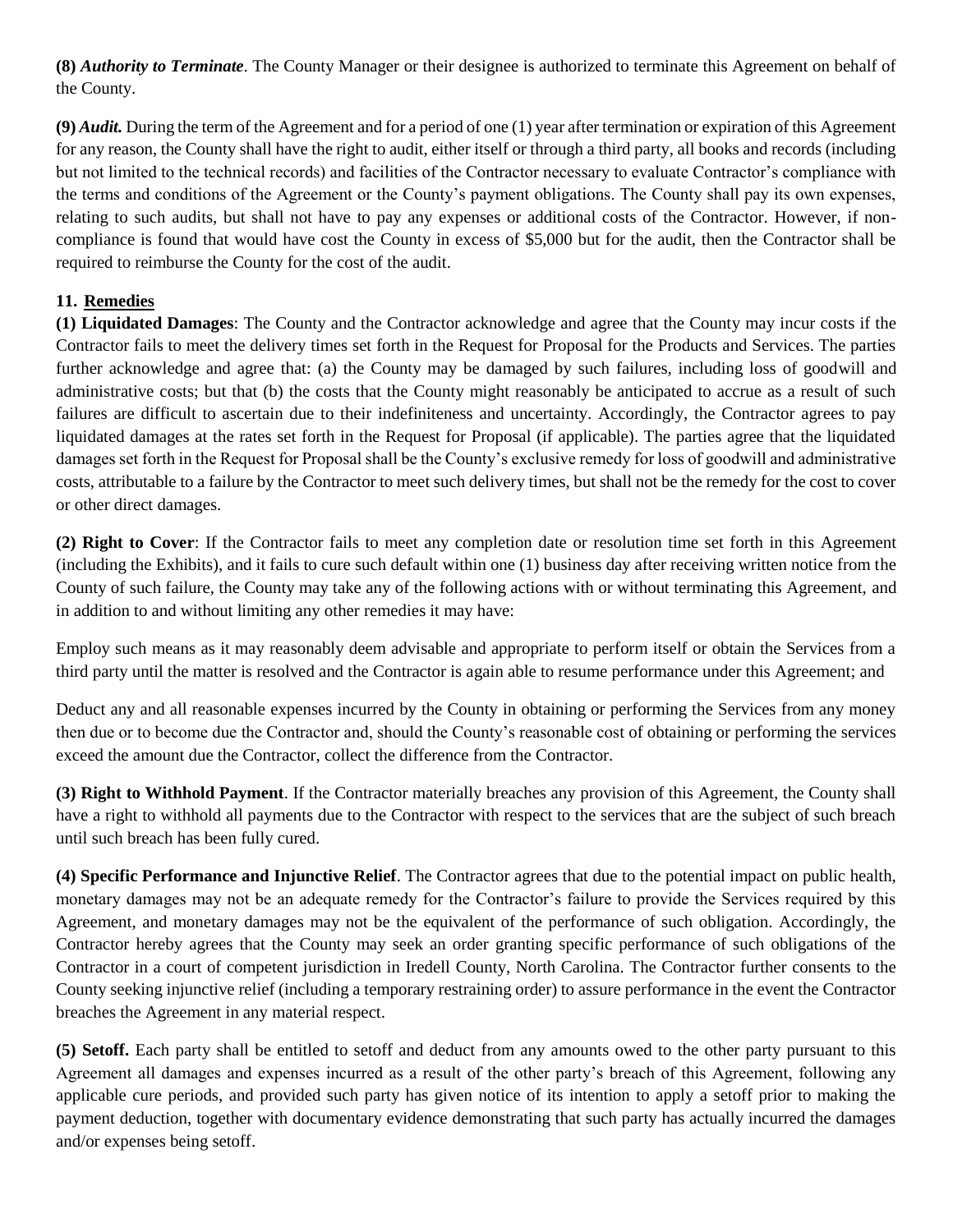**(8)** ***Authority to Terminate***. The County Manager or their designee is authorized to terminate this Agreement on behalf of the County.

**(9)** ***Audit.*** During the term of the Agreement and for a period of one (1) year after termination or expiration of this Agreement for any reason, the County shall have the right to audit, either itself or through a third party, all books and records (including but not limited to the technical records) and facilities of the Contractor necessary to evaluate Contractor's compliance with the terms and conditions of the Agreement or the County's payment obligations. The County shall pay its own expenses, relating to such audits, but shall not have to pay any expenses or additional costs of the Contractor. However, if non-compliance is found that would have cost the County in excess of $5,000 but for the audit, then the Contractor shall be required to reimburse the County for the cost of the audit.

### 11. Remedies

**(1) Liquidated Damages**: The County and the Contractor acknowledge and agree that the County may incur costs if the Contractor fails to meet the delivery times set forth in the Request for Proposal for the Products and Services. The parties further acknowledge and agree that: (a) the County may be damaged by such failures, including loss of goodwill and administrative costs; but that (b) the costs that the County might reasonably be anticipated to accrue as a result of such failures are difficult to ascertain due to their indefiniteness and uncertainty. Accordingly, the Contractor agrees to pay liquidated damages at the rates set forth in the Request for Proposal (if applicable). The parties agree that the liquidated damages set forth in the Request for Proposal shall be the County's exclusive remedy for loss of goodwill and administrative costs, attributable to a failure by the Contractor to meet such delivery times, but shall not be the remedy for the cost to cover or other direct damages.

**(2) Right to Cover**: If the Contractor fails to meet any completion date or resolution time set forth in this Agreement (including the Exhibits), and it fails to cure such default within one (1) business day after receiving written notice from the County of such failure, the County may take any of the following actions with or without terminating this Agreement, and in addition to and without limiting any other remedies it may have:

Employ such means as it may reasonably deem advisable and appropriate to perform itself or obtain the Services from a third party until the matter is resolved and the Contractor is again able to resume performance under this Agreement; and

Deduct any and all reasonable expenses incurred by the County in obtaining or performing the Services from any money then due or to become due the Contractor and, should the County's reasonable cost of obtaining or performing the services exceed the amount due the Contractor, collect the difference from the Contractor.

**(3) Right to Withhold Payment**. If the Contractor materially breaches any provision of this Agreement, the County shall have a right to withhold all payments due to the Contractor with respect to the services that are the subject of such breach until such breach has been fully cured.

**(4) Specific Performance and Injunctive Relief**. The Contractor agrees that due to the potential impact on public health, monetary damages may not be an adequate remedy for the Contractor's failure to provide the Services required by this Agreement, and monetary damages may not be the equivalent of the performance of such obligation. Accordingly, the Contractor hereby agrees that the County may seek an order granting specific performance of such obligations of the Contractor in a court of competent jurisdiction in Iredell County, North Carolina. The Contractor further consents to the County seeking injunctive relief (including a temporary restraining order) to assure performance in the event the Contractor breaches the Agreement in any material respect.

**(5) Setoff.** Each party shall be entitled to setoff and deduct from any amounts owed to the other party pursuant to this Agreement all damages and expenses incurred as a result of the other party's breach of this Agreement, following any applicable cure periods, and provided such party has given notice of its intention to apply a setoff prior to making the payment deduction, together with documentary evidence demonstrating that such party has actually incurred the damages and/or expenses being setoff.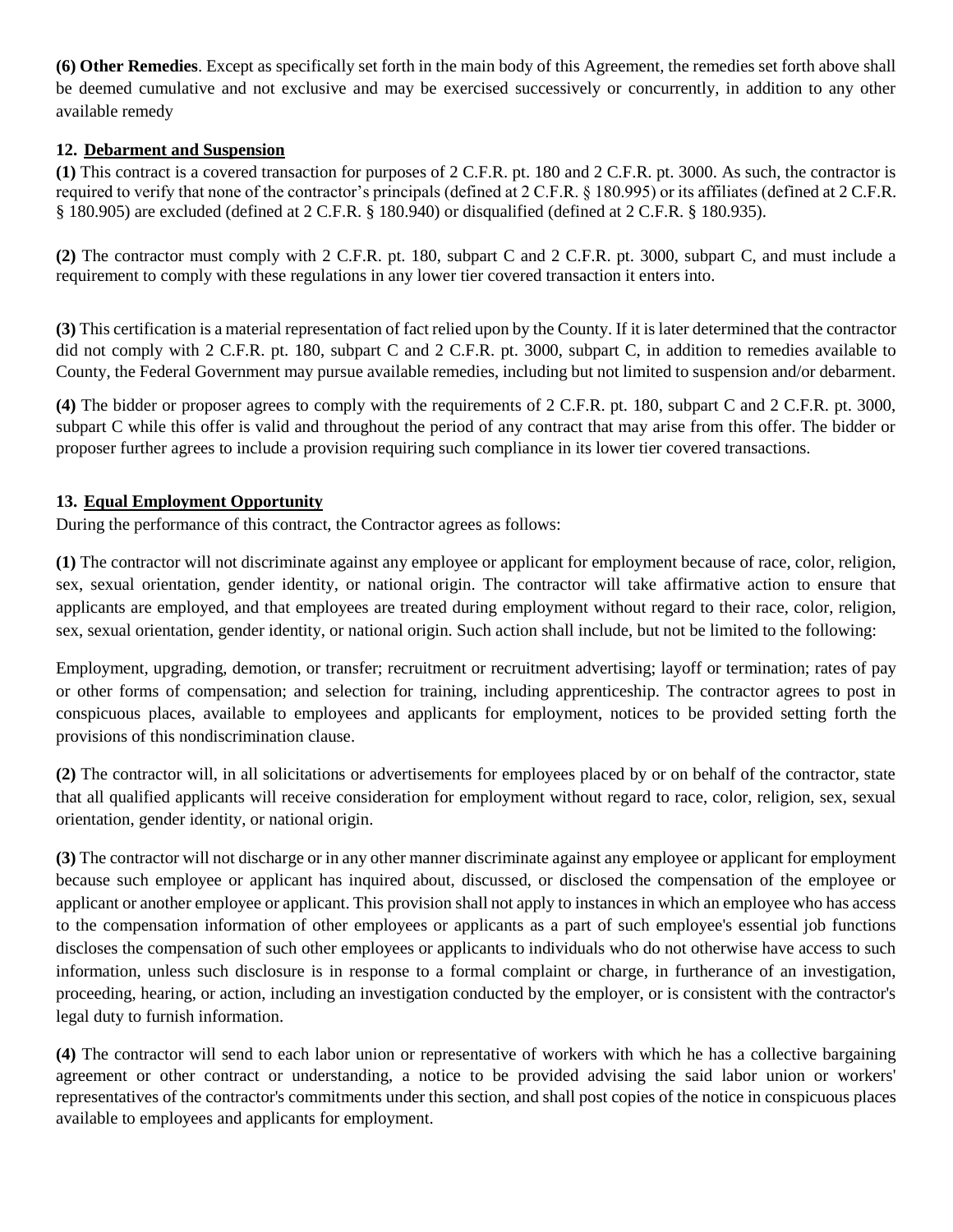**(6) Other Remedies**. Except as specifically set forth in the main body of this Agreement, the remedies set forth above shall be deemed cumulative and not exclusive and may be exercised successively or concurrently, in addition to any other available remedy

## 12. Debarment and Suspension

**(1)** This contract is a covered transaction for purposes of 2 C.F.R. pt. 180 and 2 C.F.R. pt. 3000. As such, the contractor is required to verify that none of the contractor's principals (defined at 2 C.F.R. § 180.995) or its affiliates (defined at 2 C.F.R. § 180.905) are excluded (defined at 2 C.F.R. § 180.940) or disqualified (defined at 2 C.F.R. § 180.935).

**(2)** The contractor must comply with 2 C.F.R. pt. 180, subpart C and 2 C.F.R. pt. 3000, subpart C, and must include a requirement to comply with these regulations in any lower tier covered transaction it enters into.

**(3)** This certification is a material representation of fact relied upon by the County. If it is later determined that the contractor did not comply with 2 C.F.R. pt. 180, subpart C and 2 C.F.R. pt. 3000, subpart C, in addition to remedies available to County, the Federal Government may pursue available remedies, including but not limited to suspension and/or debarment.

**(4)** The bidder or proposer agrees to comply with the requirements of 2 C.F.R. pt. 180, subpart C and 2 C.F.R. pt. 3000, subpart C while this offer is valid and throughout the period of any contract that may arise from this offer. The bidder or proposer further agrees to include a provision requiring such compliance in its lower tier covered transactions.

## 13. Equal Employment Opportunity

During the performance of this contract, the Contractor agrees as follows:

**(1)** The contractor will not discriminate against any employee or applicant for employment because of race, color, religion, sex, sexual orientation, gender identity, or national origin. The contractor will take affirmative action to ensure that applicants are employed, and that employees are treated during employment without regard to their race, color, religion, sex, sexual orientation, gender identity, or national origin. Such action shall include, but not be limited to the following:

Employment, upgrading, demotion, or transfer; recruitment or recruitment advertising; layoff or termination; rates of pay or other forms of compensation; and selection for training, including apprenticeship. The contractor agrees to post in conspicuous places, available to employees and applicants for employment, notices to be provided setting forth the provisions of this nondiscrimination clause.

**(2)** The contractor will, in all solicitations or advertisements for employees placed by or on behalf of the contractor, state that all qualified applicants will receive consideration for employment without regard to race, color, religion, sex, sexual orientation, gender identity, or national origin.

**(3)** The contractor will not discharge or in any other manner discriminate against any employee or applicant for employment because such employee or applicant has inquired about, discussed, or disclosed the compensation of the employee or applicant or another employee or applicant. This provision shall not apply to instances in which an employee who has access to the compensation information of other employees or applicants as a part of such employee's essential job functions discloses the compensation of such other employees or applicants to individuals who do not otherwise have access to such information, unless such disclosure is in response to a formal complaint or charge, in furtherance of an investigation, proceeding, hearing, or action, including an investigation conducted by the employer, or is consistent with the contractor's legal duty to furnish information.

**(4)** The contractor will send to each labor union or representative of workers with which he has a collective bargaining agreement or other contract or understanding, a notice to be provided advising the said labor union or workers' representatives of the contractor's commitments under this section, and shall post copies of the notice in conspicuous places available to employees and applicants for employment.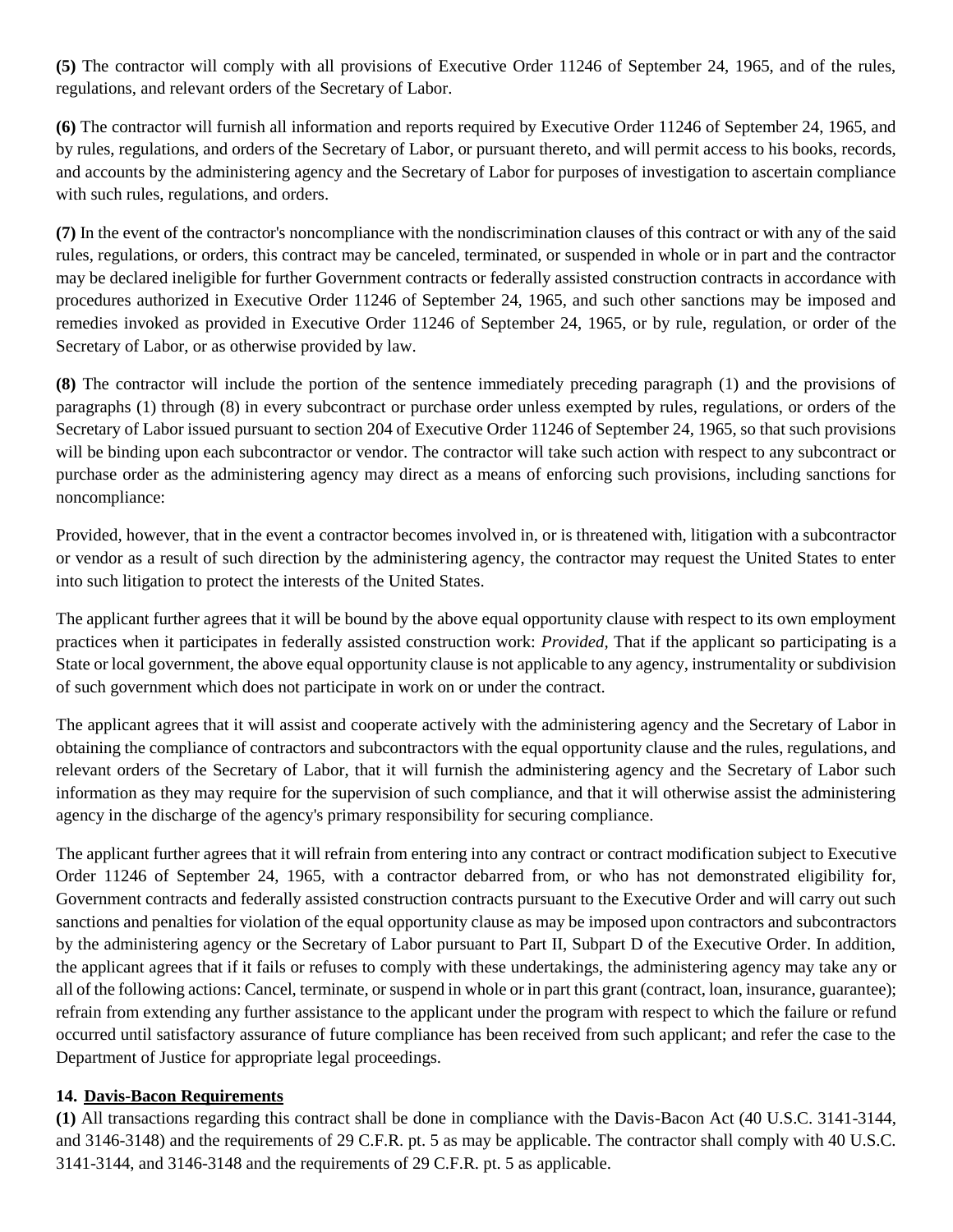**(5)** The contractor will comply with all provisions of Executive Order 11246 of September 24, 1965, and of the rules, regulations, and relevant orders of the Secretary of Labor.

**(6)** The contractor will furnish all information and reports required by Executive Order 11246 of September 24, 1965, and by rules, regulations, and orders of the Secretary of Labor, or pursuant thereto, and will permit access to his books, records, and accounts by the administering agency and the Secretary of Labor for purposes of investigation to ascertain compliance with such rules, regulations, and orders.

**(7)** In the event of the contractor's noncompliance with the nondiscrimination clauses of this contract or with any of the said rules, regulations, or orders, this contract may be canceled, terminated, or suspended in whole or in part and the contractor may be declared ineligible for further Government contracts or federally assisted construction contracts in accordance with procedures authorized in Executive Order 11246 of September 24, 1965, and such other sanctions may be imposed and remedies invoked as provided in Executive Order 11246 of September 24, 1965, or by rule, regulation, or order of the Secretary of Labor, or as otherwise provided by law.

**(8)** The contractor will include the portion of the sentence immediately preceding paragraph (1) and the provisions of paragraphs (1) through (8) in every subcontract or purchase order unless exempted by rules, regulations, or orders of the Secretary of Labor issued pursuant to section 204 of Executive Order 11246 of September 24, 1965, so that such provisions will be binding upon each subcontractor or vendor. The contractor will take such action with respect to any subcontract or purchase order as the administering agency may direct as a means of enforcing such provisions, including sanctions for noncompliance:

Provided, however, that in the event a contractor becomes involved in, or is threatened with, litigation with a subcontractor or vendor as a result of such direction by the administering agency, the contractor may request the United States to enter into such litigation to protect the interests of the United States.

The applicant further agrees that it will be bound by the above equal opportunity clause with respect to its own employment practices when it participates in federally assisted construction work: *Provided,* That if the applicant so participating is a State or local government, the above equal opportunity clause is not applicable to any agency, instrumentality or subdivision of such government which does not participate in work on or under the contract.

The applicant agrees that it will assist and cooperate actively with the administering agency and the Secretary of Labor in obtaining the compliance of contractors and subcontractors with the equal opportunity clause and the rules, regulations, and relevant orders of the Secretary of Labor, that it will furnish the administering agency and the Secretary of Labor such information as they may require for the supervision of such compliance, and that it will otherwise assist the administering agency in the discharge of the agency's primary responsibility for securing compliance.

The applicant further agrees that it will refrain from entering into any contract or contract modification subject to Executive Order 11246 of September 24, 1965, with a contractor debarred from, or who has not demonstrated eligibility for, Government contracts and federally assisted construction contracts pursuant to the Executive Order and will carry out such sanctions and penalties for violation of the equal opportunity clause as may be imposed upon contractors and subcontractors by the administering agency or the Secretary of Labor pursuant to Part II, Subpart D of the Executive Order. In addition, the applicant agrees that if it fails or refuses to comply with these undertakings, the administering agency may take any or all of the following actions: Cancel, terminate, or suspend in whole or in part this grant (contract, loan, insurance, guarantee); refrain from extending any further assistance to the applicant under the program with respect to which the failure or refund occurred until satisfactory assurance of future compliance has been received from such applicant; and refer the case to the Department of Justice for appropriate legal proceedings.

**14. Davis-Bacon Requirements**

**(1)** All transactions regarding this contract shall be done in compliance with the Davis-Bacon Act (40 U.S.C. 3141-3144, and 3146-3148) and the requirements of 29 C.F.R. pt. 5 as may be applicable. The contractor shall comply with 40 U.S.C. 3141-3144, and 3146-3148 and the requirements of 29 C.F.R. pt. 5 as applicable.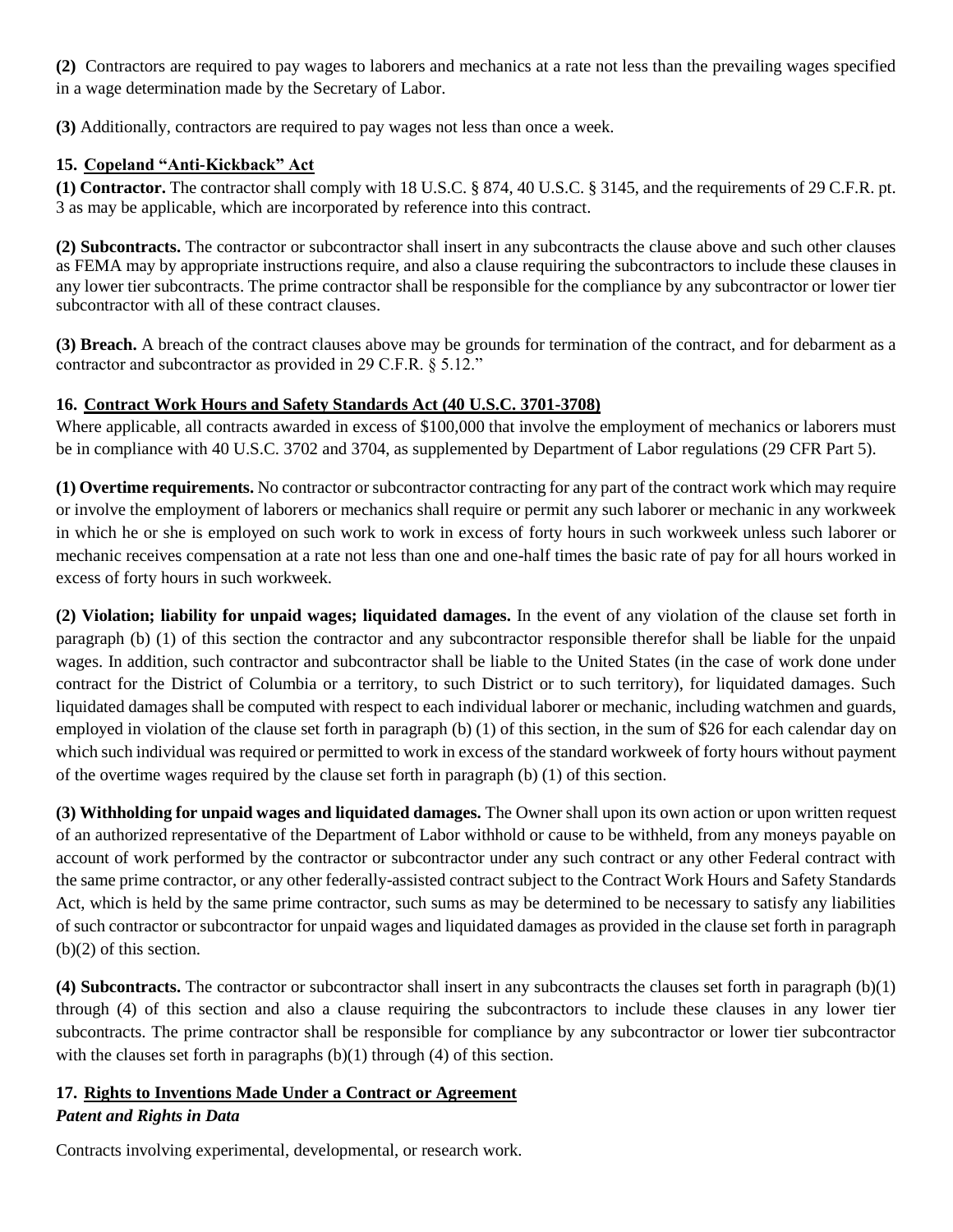**(2)** Contractors are required to pay wages to laborers and mechanics at a rate not less than the prevailing wages specified in a wage determination made by the Secretary of Labor.

**(3)** Additionally, contractors are required to pay wages not less than once a week.

### 15. Copeland "Anti-Kickback" Act

**(1) Contractor.** The contractor shall comply with 18 U.S.C. § 874, 40 U.S.C. § 3145, and the requirements of 29 C.F.R. pt. 3 as may be applicable, which are incorporated by reference into this contract.

**(2) Subcontracts.** The contractor or subcontractor shall insert in any subcontracts the clause above and such other clauses as FEMA may by appropriate instructions require, and also a clause requiring the subcontractors to include these clauses in any lower tier subcontracts. The prime contractor shall be responsible for the compliance by any subcontractor or lower tier subcontractor with all of these contract clauses.

**(3) Breach.** A breach of the contract clauses above may be grounds for termination of the contract, and for debarment as a contractor and subcontractor as provided in 29 C.F.R. § 5.12."

### 16. Contract Work Hours and Safety Standards Act (40 U.S.C. 3701-3708)

Where applicable, all contracts awarded in excess of $100,000 that involve the employment of mechanics or laborers must be in compliance with 40 U.S.C. 3702 and 3704, as supplemented by Department of Labor regulations (29 CFR Part 5).

**(1) Overtime requirements.** No contractor or subcontractor contracting for any part of the contract work which may require or involve the employment of laborers or mechanics shall require or permit any such laborer or mechanic in any workweek in which he or she is employed on such work to work in excess of forty hours in such workweek unless such laborer or mechanic receives compensation at a rate not less than one and one-half times the basic rate of pay for all hours worked in excess of forty hours in such workweek.

**(2) Violation; liability for unpaid wages; liquidated damages.** In the event of any violation of the clause set forth in paragraph (b) (1) of this section the contractor and any subcontractor responsible therefor shall be liable for the unpaid wages. In addition, such contractor and subcontractor shall be liable to the United States (in the case of work done under contract for the District of Columbia or a territory, to such District or to such territory), for liquidated damages. Such liquidated damages shall be computed with respect to each individual laborer or mechanic, including watchmen and guards, employed in violation of the clause set forth in paragraph (b) (1) of this section, in the sum of $26 for each calendar day on which such individual was required or permitted to work in excess of the standard workweek of forty hours without payment of the overtime wages required by the clause set forth in paragraph (b) (1) of this section.

**(3) Withholding for unpaid wages and liquidated damages.** The Owner shall upon its own action or upon written request of an authorized representative of the Department of Labor withhold or cause to be withheld, from any moneys payable on account of work performed by the contractor or subcontractor under any such contract or any other Federal contract with the same prime contractor, or any other federally-assisted contract subject to the Contract Work Hours and Safety Standards Act, which is held by the same prime contractor, such sums as may be determined to be necessary to satisfy any liabilities of such contractor or subcontractor for unpaid wages and liquidated damages as provided in the clause set forth in paragraph (b)(2) of this section.

**(4) Subcontracts.** The contractor or subcontractor shall insert in any subcontracts the clauses set forth in paragraph (b)(1) through (4) of this section and also a clause requiring the subcontractors to include these clauses in any lower tier subcontracts. The prime contractor shall be responsible for compliance by any subcontractor or lower tier subcontractor with the clauses set forth in paragraphs (b)(1) through (4) of this section.

### 17. Rights to Inventions Made Under a Contract or Agreement

***Patent and Rights in Data***

Contracts involving experimental, developmental, or research work.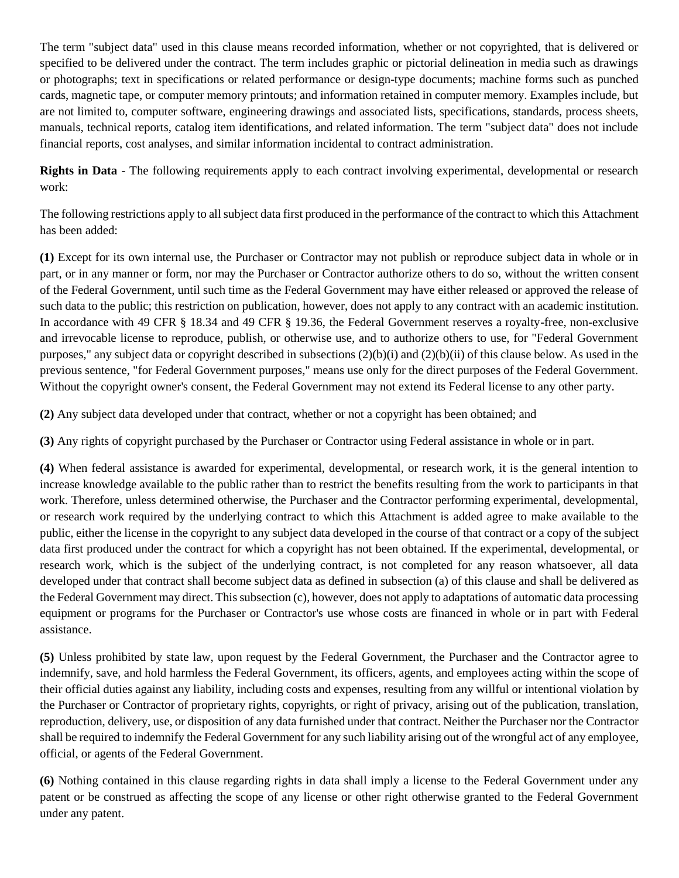The term "subject data" used in this clause means recorded information, whether or not copyrighted, that is delivered or specified to be delivered under the contract. The term includes graphic or pictorial delineation in media such as drawings or photographs; text in specifications or related performance or design-type documents; machine forms such as punched cards, magnetic tape, or computer memory printouts; and information retained in computer memory. Examples include, but are not limited to, computer software, engineering drawings and associated lists, specifications, standards, process sheets, manuals, technical reports, catalog item identifications, and related information. The term "subject data" does not include financial reports, cost analyses, and similar information incidental to contract administration.

**Rights in Data** - The following requirements apply to each contract involving experimental, developmental or research work:

The following restrictions apply to all subject data first produced in the performance of the contract to which this Attachment has been added:

**(1)** Except for its own internal use, the Purchaser or Contractor may not publish or reproduce subject data in whole or in part, or in any manner or form, nor may the Purchaser or Contractor authorize others to do so, without the written consent of the Federal Government, until such time as the Federal Government may have either released or approved the release of such data to the public; this restriction on publication, however, does not apply to any contract with an academic institution. In accordance with 49 CFR § 18.34 and 49 CFR § 19.36, the Federal Government reserves a royalty-free, non-exclusive and irrevocable license to reproduce, publish, or otherwise use, and to authorize others to use, for "Federal Government purposes," any subject data or copyright described in subsections (2)(b)(i) and (2)(b)(ii) of this clause below. As used in the previous sentence, "for Federal Government purposes," means use only for the direct purposes of the Federal Government. Without the copyright owner's consent, the Federal Government may not extend its Federal license to any other party.

**(2)** Any subject data developed under that contract, whether or not a copyright has been obtained; and

**(3)** Any rights of copyright purchased by the Purchaser or Contractor using Federal assistance in whole or in part.

**(4)** When federal assistance is awarded for experimental, developmental, or research work, it is the general intention to increase knowledge available to the public rather than to restrict the benefits resulting from the work to participants in that work. Therefore, unless determined otherwise, the Purchaser and the Contractor performing experimental, developmental, or research work required by the underlying contract to which this Attachment is added agree to make available to the public, either the license in the copyright to any subject data developed in the course of that contract or a copy of the subject data first produced under the contract for which a copyright has not been obtained. If the experimental, developmental, or research work, which is the subject of the underlying contract, is not completed for any reason whatsoever, all data developed under that contract shall become subject data as defined in subsection (a) of this clause and shall be delivered as the Federal Government may direct. This subsection (c), however, does not apply to adaptations of automatic data processing equipment or programs for the Purchaser or Contractor's use whose costs are financed in whole or in part with Federal assistance.

**(5)** Unless prohibited by state law, upon request by the Federal Government, the Purchaser and the Contractor agree to indemnify, save, and hold harmless the Federal Government, its officers, agents, and employees acting within the scope of their official duties against any liability, including costs and expenses, resulting from any willful or intentional violation by the Purchaser or Contractor of proprietary rights, copyrights, or right of privacy, arising out of the publication, translation, reproduction, delivery, use, or disposition of any data furnished under that contract. Neither the Purchaser nor the Contractor shall be required to indemnify the Federal Government for any such liability arising out of the wrongful act of any employee, official, or agents of the Federal Government.

**(6)** Nothing contained in this clause regarding rights in data shall imply a license to the Federal Government under any patent or be construed as affecting the scope of any license or other right otherwise granted to the Federal Government under any patent.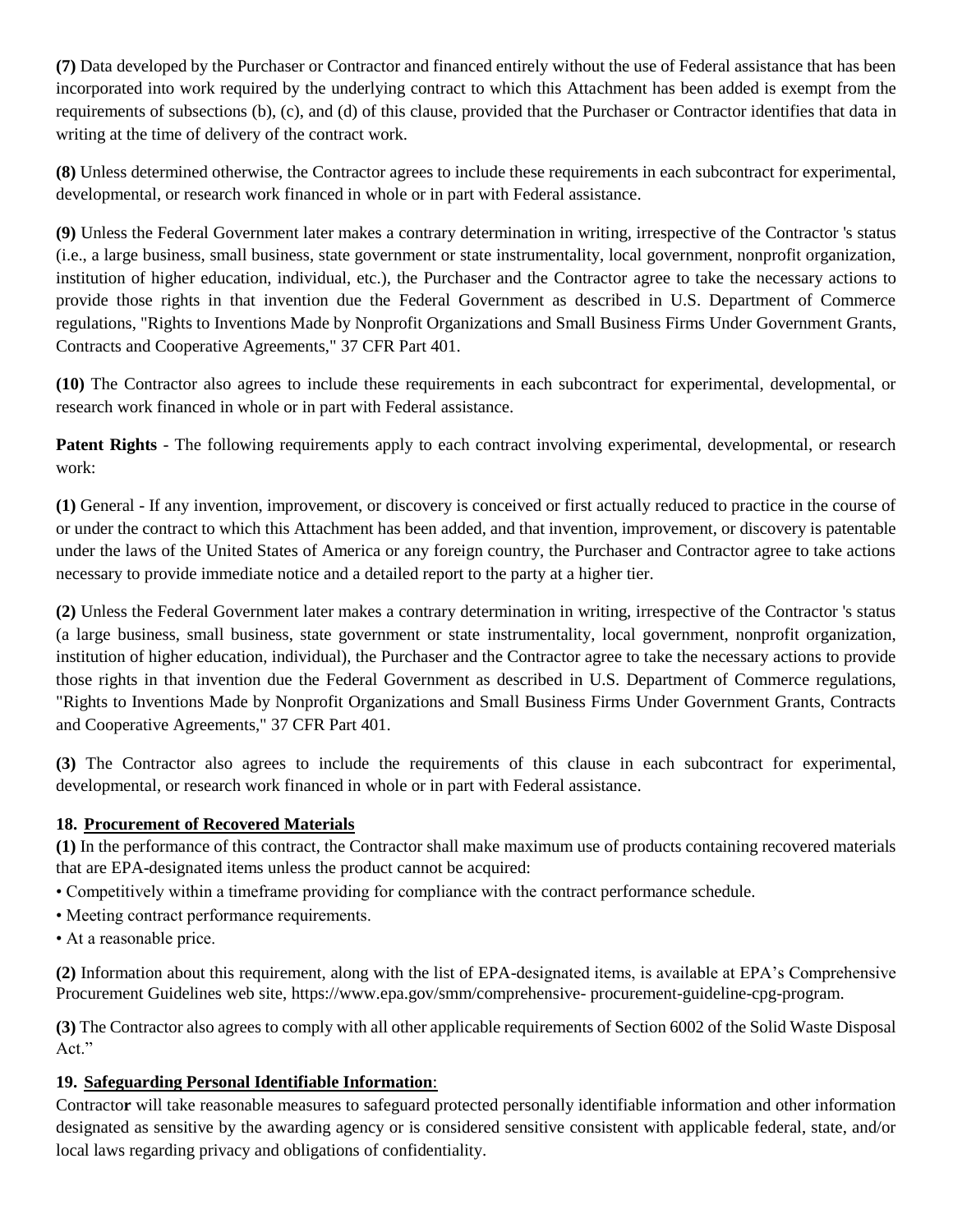**(7)** Data developed by the Purchaser or Contractor and financed entirely without the use of Federal assistance that has been incorporated into work required by the underlying contract to which this Attachment has been added is exempt from the requirements of subsections (b), (c), and (d) of this clause, provided that the Purchaser or Contractor identifies that data in writing at the time of delivery of the contract work.

**(8)** Unless determined otherwise, the Contractor agrees to include these requirements in each subcontract for experimental, developmental, or research work financed in whole or in part with Federal assistance.

**(9)** Unless the Federal Government later makes a contrary determination in writing, irrespective of the Contractor 's status (i.e., a large business, small business, state government or state instrumentality, local government, nonprofit organization, institution of higher education, individual, etc.), the Purchaser and the Contractor agree to take the necessary actions to provide those rights in that invention due the Federal Government as described in U.S. Department of Commerce regulations, "Rights to Inventions Made by Nonprofit Organizations and Small Business Firms Under Government Grants, Contracts and Cooperative Agreements," 37 CFR Part 401.

**(10)** The Contractor also agrees to include these requirements in each subcontract for experimental, developmental, or research work financed in whole or in part with Federal assistance.

**Patent Rights** - The following requirements apply to each contract involving experimental, developmental, or research work:

**(1)** General - If any invention, improvement, or discovery is conceived or first actually reduced to practice in the course of or under the contract to which this Attachment has been added, and that invention, improvement, or discovery is patentable under the laws of the United States of America or any foreign country, the Purchaser and Contractor agree to take actions necessary to provide immediate notice and a detailed report to the party at a higher tier.

**(2)** Unless the Federal Government later makes a contrary determination in writing, irrespective of the Contractor 's status (a large business, small business, state government or state instrumentality, local government, nonprofit organization, institution of higher education, individual), the Purchaser and the Contractor agree to take the necessary actions to provide those rights in that invention due the Federal Government as described in U.S. Department of Commerce regulations, "Rights to Inventions Made by Nonprofit Organizations and Small Business Firms Under Government Grants, Contracts and Cooperative Agreements," 37 CFR Part 401.

**(3)** The Contractor also agrees to include the requirements of this clause in each subcontract for experimental, developmental, or research work financed in whole or in part with Federal assistance.

**18. <u>Procurement of Recovered Materials</u>**

**(1)** In the performance of this contract, the Contractor shall make maximum use of products containing recovered materials that are EPA-designated items unless the product cannot be acquired:

- Competitively within a timeframe providing for compliance with the contract performance schedule.
- Meeting contract performance requirements.
- At a reasonable price.

**(2)** Information about this requirement, along with the list of EPA-designated items, is available at EPA's Comprehensive Procurement Guidelines web site, https://www.epa.gov/smm/comprehensive- procurement-guideline-cpg-program.

**(3)** The Contractor also agrees to comply with all other applicable requirements of Section 6002 of the Solid Waste Disposal Act."

**19. <u>Safeguarding Personal Identifiable Information</u>**:

Contracto**r** will take reasonable measures to safeguard protected personally identifiable information and other information designated as sensitive by the awarding agency or is considered sensitive consistent with applicable federal, state, and/or local laws regarding privacy and obligations of confidentiality.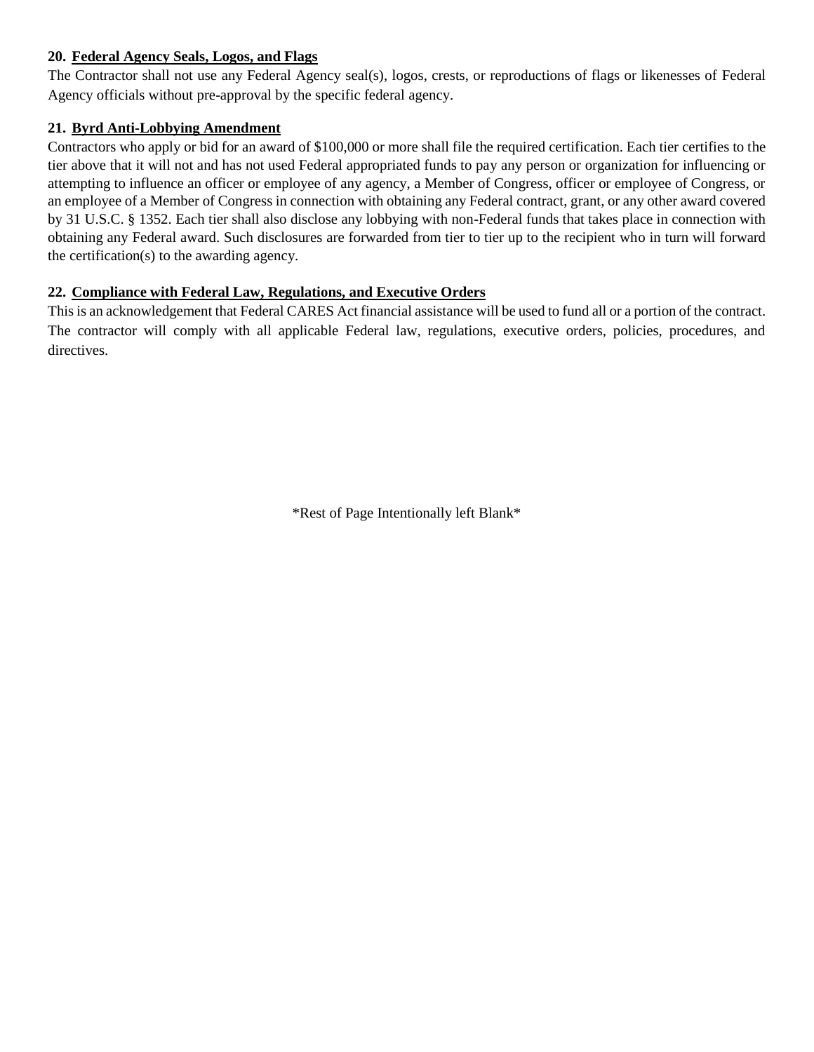**20. Federal Agency Seals, Logos, and Flags**

The Contractor shall not use any Federal Agency seal(s), logos, crests, or reproductions of flags or likenesses of Federal Agency officials without pre-approval by the specific federal agency.

**21. Byrd Anti-Lobbying Amendment**

Contractors who apply or bid for an award of $100,000 or more shall file the required certification. Each tier certifies to the tier above that it will not and has not used Federal appropriated funds to pay any person or organization for influencing or attempting to influence an officer or employee of any agency, a Member of Congress, officer or employee of Congress, or an employee of a Member of Congress in connection with obtaining any Federal contract, grant, or any other award covered by 31 U.S.C. § 1352. Each tier shall also disclose any lobbying with non-Federal funds that takes place in connection with obtaining any Federal award. Such disclosures are forwarded from tier to tier up to the recipient who in turn will forward the certification(s) to the awarding agency.

**22. Compliance with Federal Law, Regulations, and Executive Orders**

This is an acknowledgement that Federal CARES Act financial assistance will be used to fund all or a portion of the contract. The contractor will comply with all applicable Federal law, regulations, executive orders, policies, procedures, and directives.

*Rest of Page Intentionally left Blank*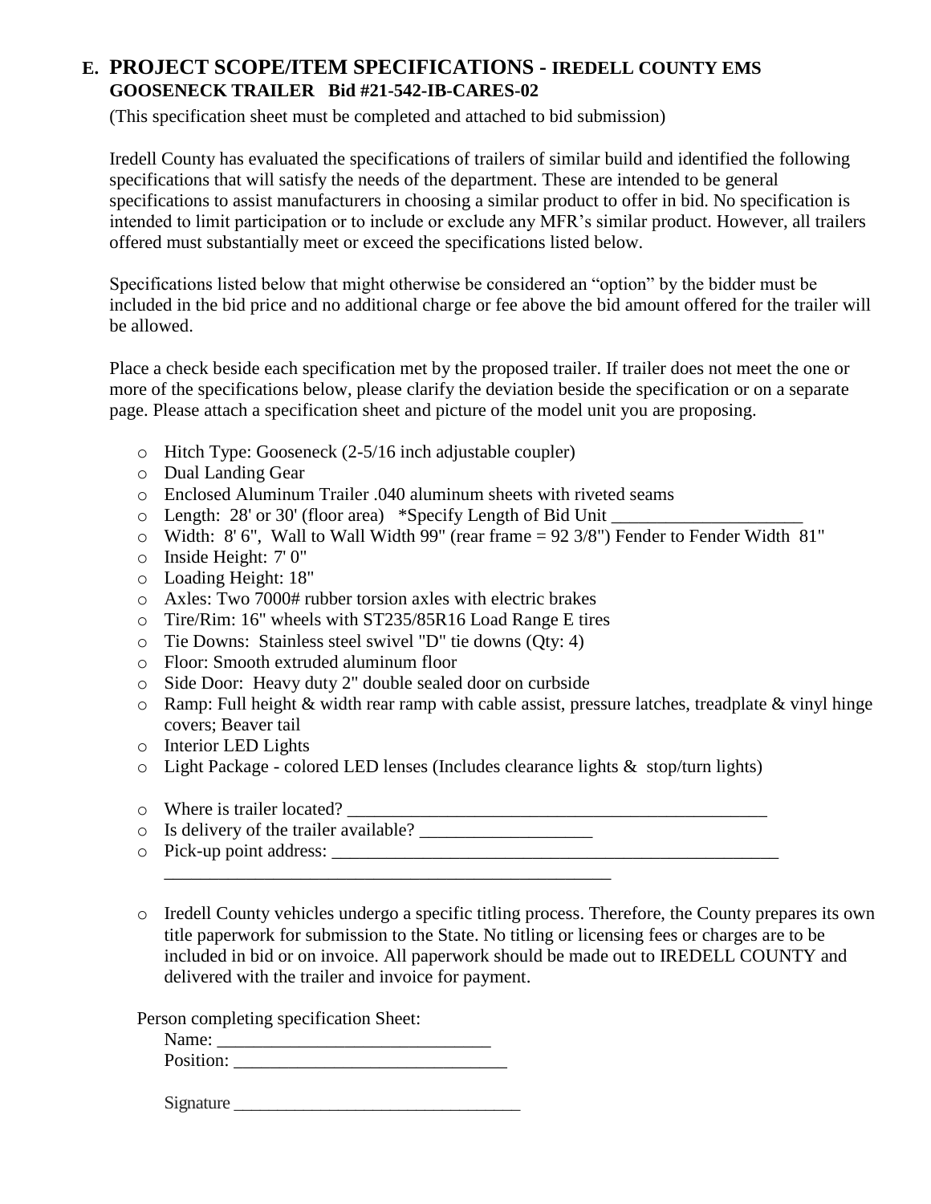## E. PROJECT SCOPE/ITEM SPECIFICATIONS - IREDELL COUNTY EMS GOOSENECK TRAILER Bid #21-542-IB-CARES-02

(This specification sheet must be completed and attached to bid submission)

Iredell County has evaluated the specifications of trailers of similar build and identified the following specifications that will satisfy the needs of the department. These are intended to be general specifications to assist manufacturers in choosing a similar product to offer in bid. No specification is intended to limit participation or to include or exclude any MFR's similar product. However, all trailers offered must substantially meet or exceed the specifications listed below.

Specifications listed below that might otherwise be considered an "option" by the bidder must be included in the bid price and no additional charge or fee above the bid amount offered for the trailer will be allowed.

Place a check beside each specification met by the proposed trailer. If trailer does not meet the one or more of the specifications below, please clarify the deviation beside the specification or on a separate page. Please attach a specification sheet and picture of the model unit you are proposing.

- o Hitch Type: Gooseneck (2-5/16 inch adjustable coupler)
- o Dual Landing Gear
- o Enclosed Aluminum Trailer .040 aluminum sheets with riveted seams
- o Length: 28' or 30' (floor area) *Specify Length of Bid Unit ______________________
- o Width: 8' 6", Wall to Wall Width 99" (rear frame = 92 3/8") Fender to Fender Width 81"
- o Inside Height: 7' 0"
- o Loading Height: 18"
- o Axles: Two 7000# rubber torsion axles with electric brakes
- o Tire/Rim: 16" wheels with ST235/85R16 Load Range E tires
- o Tie Downs: Stainless steel swivel "D" tie downs (Qty: 4)
- o Floor: Smooth extruded aluminum floor
- o Side Door: Heavy duty 2" double sealed door on curbside
- o Ramp: Full height & width rear ramp with cable assist, pressure latches, treadplate & vinyl hinge covers; Beaver tail
- o Interior LED Lights
- o Light Package - colored LED lenses (Includes clearance lights & stop/turn lights)

- o Where is trailer located? ________________________________________________
- o Is delivery of the trailer available? ___________________
- o Pick-up point address: ___________________________________________________
  ___________________________________________________

- o Iredell County vehicles undergo a specific titling process. Therefore, the County prepares its own title paperwork for submission to the State. No titling or licensing fees or charges are to be included in bid or on invoice. All paperwork should be made out to IREDELL COUNTY and delivered with the trailer and invoice for payment.

Person completing specification Sheet:

Name: ______________________________

Position: ______________________________

Signature ________________________________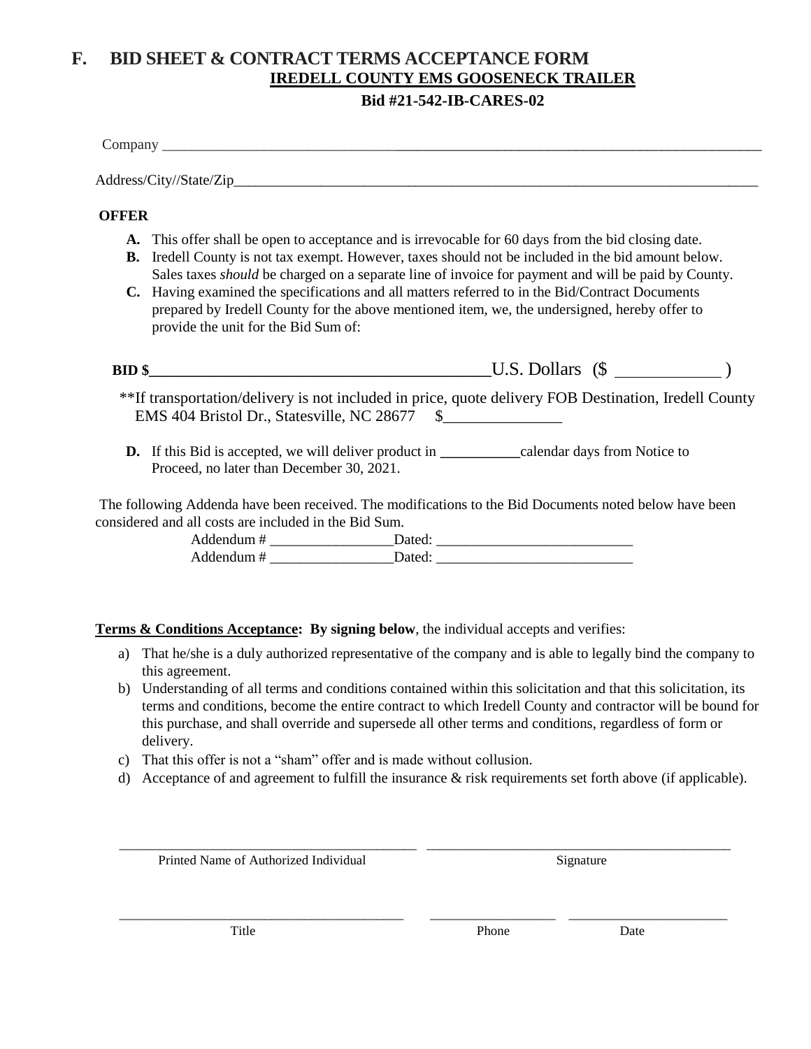# F. BID SHEET & CONTRACT TERMS ACCEPTANCE FORM

## IREDELL COUNTY EMS GOOSENECK TRAILER

### Bid #21-542-IB-CARES-02

Company ______________________________________________________________________________

Address/City//State/Zip__________________________________________________________________

**OFFER**

**A.** This offer shall be open to acceptance and is irrevocable for 60 days from the bid closing date.

**B.** Iredell County is not tax exempt. However, taxes should not be included in the bid amount below. Sales taxes *should* be charged on a separate line of invoice for payment and will be paid by County.

**C.** Having examined the specifications and all matters referred to in the Bid/Contract Documents prepared by Iredell County for the above mentioned item, we, the undersigned, hereby offer to provide the unit for the Bid Sum of:

**BID $**__________________________________________U.S. Dollars ($ ____________ )

**If transportation/delivery is not included in price, quote delivery FOB Destination, Iredell County EMS 404 Bristol Dr., Statesville, NC 28677 $_______________

**D.** If this Bid is accepted, we will deliver product in ___________calendar days from Notice to Proceed, no later than December 30, 2021.

The following Addenda have been received. The modifications to the Bid Documents noted below have been considered and all costs are included in the Bid Sum.

Addendum # _________________Dated: ___________________________

Addendum # _________________Dated: ___________________________

**Terms & Conditions Acceptance: By signing below**, the individual accepts and verifies:

a) That he/she is a duly authorized representative of the company and is able to legally bind the company to this agreement.

b) Understanding of all terms and conditions contained within this solicitation and that this solicitation, its terms and conditions, become the entire contract to which Iredell County and contractor will be bound for this purchase, and shall override and supersede all other terms and conditions, regardless of form or delivery.

c) That this offer is not a "sham" offer and is made without collusion.

d) Acceptance of and agreement to fulfill the insurance & risk requirements set forth above (if applicable).

___________________________________________ ___________________________________________

Printed Name of Authorized Individual Signature

___________________________________________ __________________ ______________________

Title Phone Date